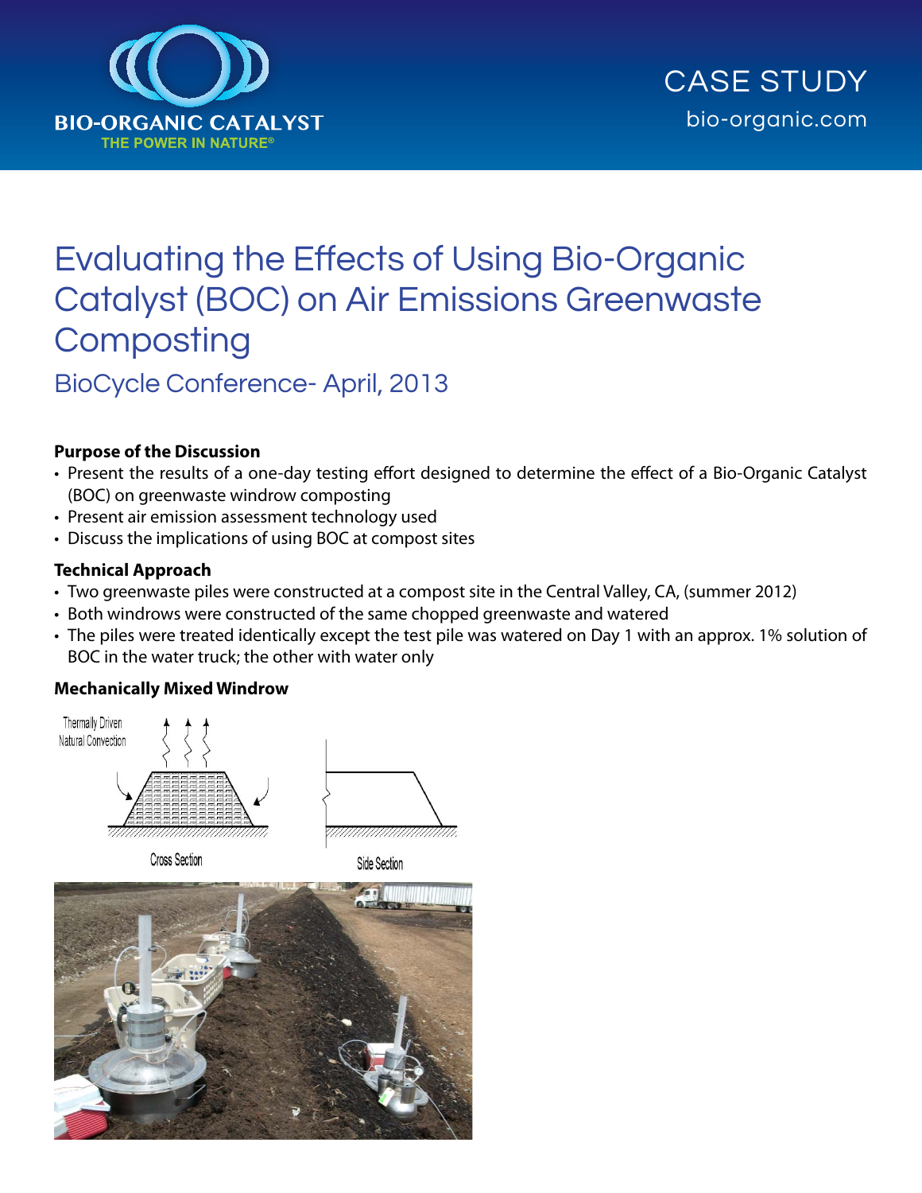BIO-ORGANIC CATALYST
THE POWER IN NATURE®

CASE STUDY
bio-organic.com

# Evaluating the Effects of Using Bio-Organic Catalyst (BOC) on Air Emissions Greenwaste Composting

## BioCycle Conference- April, 2013

### Purpose of the Discussion

- Present the results of a one-day testing effort designed to determine the effect of a Bio-Organic Catalyst (BOC) on greenwaste windrow composting
- Present air emission assessment technology used
- Discuss the implications of using BOC at compost sites

### Technical Approach

- Two greenwaste piles were constructed at a compost site in the Central Valley, CA, (summer 2012)
- Both windrows were constructed of the same chopped greenwaste and watered
- The piles were treated identically except the test pile was watered on Day 1 with an approx. 1% solution of BOC in the water truck; the other with water only

### Mechanically Mixed Windrow

Thermally Driven Natural Convection

Cross Section

Side Section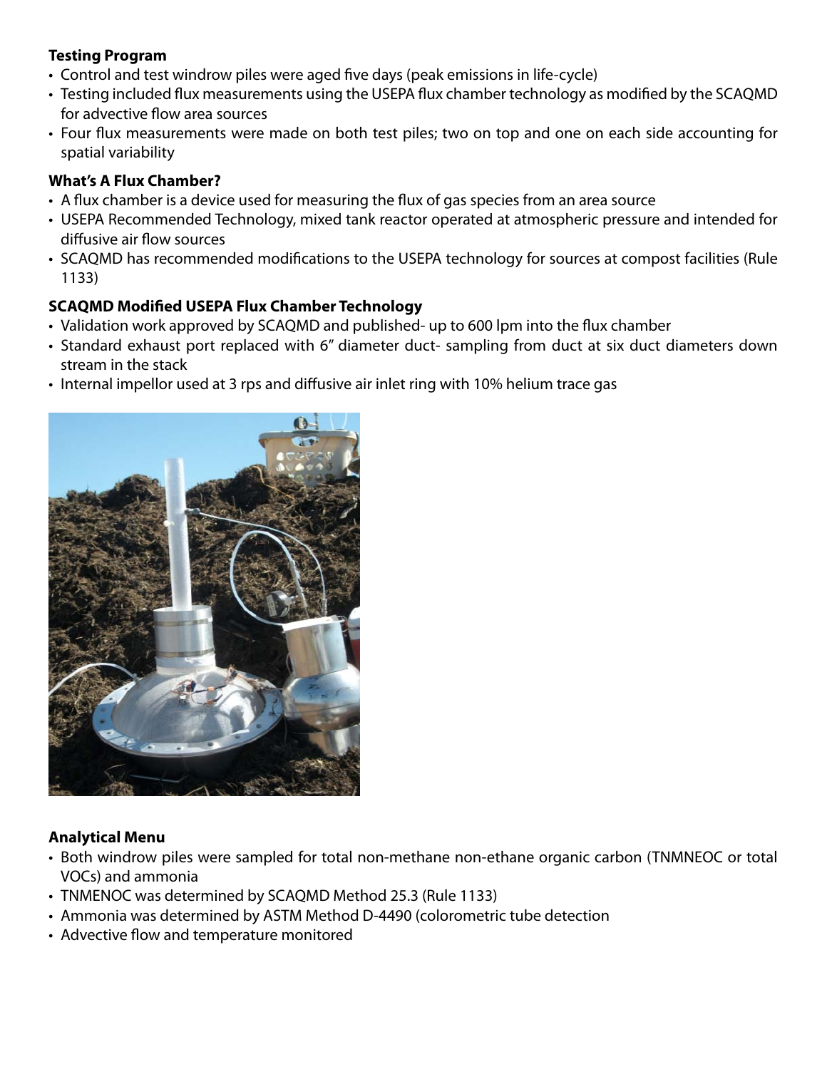**Testing Program**

- Control and test windrow piles were aged five days (peak emissions in life-cycle)
- Testing included flux measurements using the USEPA flux chamber technology as modified by the SCAQMD for advective flow area sources
- Four flux measurements were made on both test piles; two on top and one on each side accounting for spatial variability

**What's A Flux Chamber?**

- A flux chamber is a device used for measuring the flux of gas species from an area source
- USEPA Recommended Technology, mixed tank reactor operated at atmospheric pressure and intended for diffusive air flow sources
- SCAQMD has recommended modifications to the USEPA technology for sources at compost facilities (Rule 1133)

**SCAQMD Modified USEPA Flux Chamber Technology**

- Validation work approved by SCAQMD and published- up to 600 lpm into the flux chamber
- Standard exhaust port replaced with 6" diameter duct- sampling from duct at six duct diameters down stream in the stack
- Internal impellor used at 3 rps and diffusive air inlet ring with 10% helium trace gas

**Analytical Menu**

- Both windrow piles were sampled for total non-methane non-ethane organic carbon (TNMNEOC or total VOCs) and ammonia
- TNMENOC was determined by SCAQMD Method 25.3 (Rule 1133)
- Ammonia was determined by ASTM Method D-4490 (colorometric tube detection
- Advective flow and temperature monitored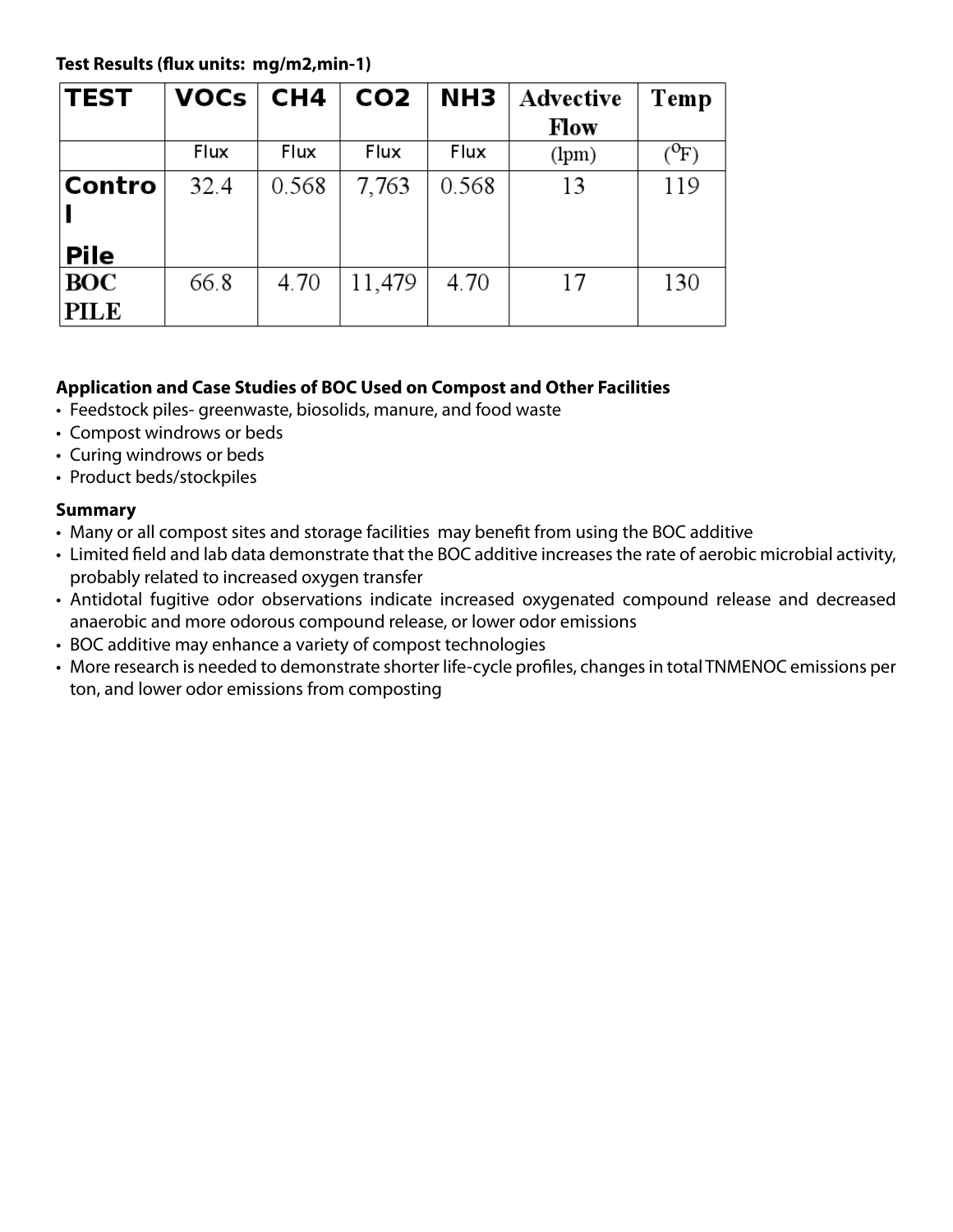**Test Results (flux units: mg/m2,min-1)**

| TEST | VOCs | $CH_4$ | $CO_2$ | $NH_3$ | Advective Flow | Temp |
|---|---|---|---|---|---|---|
| | Flux | Flux | Flux | Flux | (lpm) | ($^{o}F$) |
| Control Pile | 32.4 | 0.568 | 7,763 | 0.568 | 13 | 119 |
| BOC PILE | 66.8 | 4.70 | 11,479 | 4.70 | 17 | 130 |

**Application and Case Studies of BOC Used on Compost and Other Facilities**

- Feedstock piles- greenwaste, biosolids, manure, and food waste
- Compost windrows or beds
- Curing windrows or beds
- Product beds/stockpiles

**Summary**

- Many or all compost sites and storage facilities may benefit from using the BOC additive
- Limited field and lab data demonstrate that the BOC additive increases the rate of aerobic microbial activity, probably related to increased oxygen transfer
- Antidotal fugitive odor observations indicate increased oxygenated compound release and decreased anaerobic and more odorous compound release, or lower odor emissions
- BOC additive may enhance a variety of compost technologies
- More research is needed to demonstrate shorter life-cycle profiles, changes in total TNMENOC emissions per ton, and lower odor emissions from composting